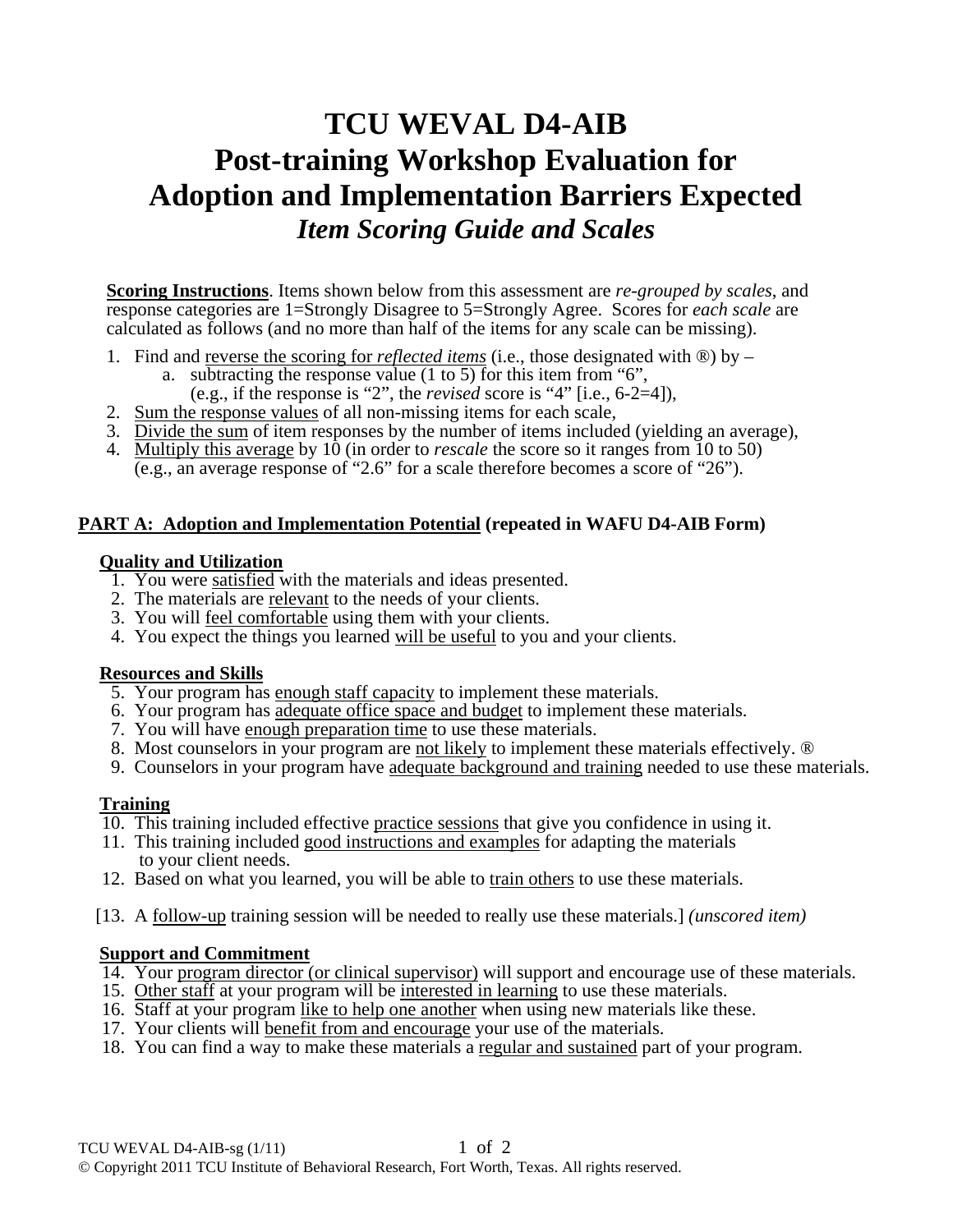# TCU WEVAL D4-AIB
# Post-training Workshop Evaluation for Adoption and Implementation Barriers Expected
## *Item Scoring Guide and Scales*

**Scoring Instructions**. Items shown below from this assessment are *re-grouped by scales*, and response categories are 1=Strongly Disagree to 5=Strongly Agree. Scores for *each scale* are calculated as follows (and no more than half of the items for any scale can be missing).

1. Find and reverse the scoring for *reflected items* (i.e., those designated with ®) by –
   a. subtracting the response value (1 to 5) for this item from "6",
      (e.g., if the response is "2", the *revised* score is "4" [i.e., 6-2=4]),
2. Sum the response values of all non-missing items for each scale,
3. Divide the sum of item responses by the number of items included (yielding an average),
4. Multiply this average by 10 (in order to *rescale* the score so it ranges from 10 to 50)
   (e.g., an average response of "2.6" for a scale therefore becomes a score of "26").

### PART A: Adoption and Implementation Potential (repeated in WAFU D4-AIB Form)

**Quality and Utilization**

1. You were satisfied with the materials and ideas presented.
2. The materials are relevant to the needs of your clients.
3. You will feel comfortable using them with your clients.
4. You expect the things you learned will be useful to you and your clients.

**Resources and Skills**

5. Your program has enough staff capacity to implement these materials.
6. Your program has adequate office space and budget to implement these materials.
7. You will have enough preparation time to use these materials.
8. Most counselors in your program are not likely to implement these materials effectively. ®
9. Counselors in your program have adequate background and training needed to use these materials.

**Training**

10. This training included effective practice sessions that give you confidence in using it.
11. This training included good instructions and examples for adapting the materials to your client needs.
12. Based on what you learned, you will be able to train others to use these materials.

[13. A follow-up training session will be needed to really use these materials.] *(unscored item)*

**Support and Commitment**

14. Your program director (or clinical supervisor) will support and encourage use of these materials.
15. Other staff at your program will be interested in learning to use these materials.
16. Staff at your program like to help one another when using new materials like these.
17. Your clients will benefit from and encourage your use of the materials.
18. You can find a way to make these materials a regular and sustained part of your program.

TCU WEVAL D4-AIB-sg (1/11)

© Copyright 2011 TCU Institute of Behavioral Research, Fort Worth, Texas. All rights reserved.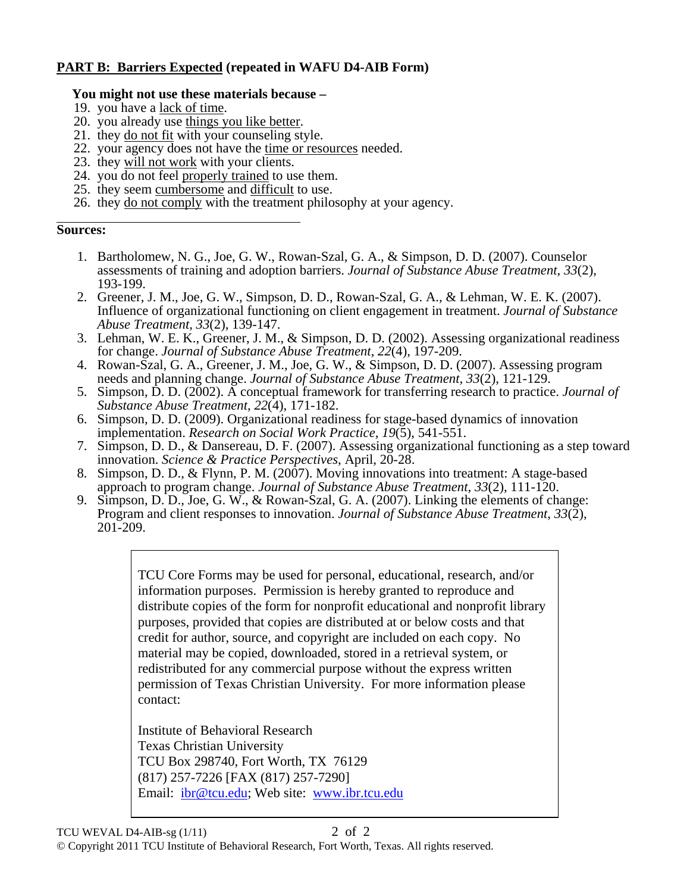**PART B: Barriers Expected (repeated in WAFU D4-AIB Form)**

**You might not use these materials because –**

19. you have a lack of time.
20. you already use things you like better.
21. they do not fit with your counseling style.
22. your agency does not have the time or resources needed.
23. they will not work with your clients.
24. you do not feel properly trained to use them.
25. they seem cumbersome and difficult to use.
26. they do not comply with the treatment philosophy at your agency.

---

**Sources:**

1. Bartholomew, N. G., Joe, G. W., Rowan-Szal, G. A., & Simpson, D. D. (2007). Counselor assessments of training and adoption barriers. *Journal of Substance Abuse Treatment, 33*(2), 193-199.
2. Greener, J. M., Joe, G. W., Simpson, D. D., Rowan-Szal, G. A., & Lehman, W. E. K. (2007). Influence of organizational functioning on client engagement in treatment. *Journal of Substance Abuse Treatment, 33*(2), 139-147.
3. Lehman, W. E. K., Greener, J. M., & Simpson, D. D. (2002). Assessing organizational readiness for change. *Journal of Substance Abuse Treatment, 22*(4), 197-209.
4. Rowan-Szal, G. A., Greener, J. M., Joe, G. W., & Simpson, D. D. (2007). Assessing program needs and planning change. *Journal of Substance Abuse Treatment*, *33*(2), 121-129.
5. Simpson, D. D. (2002). A conceptual framework for transferring research to practice. *Journal of Substance Abuse Treatment, 22*(4), 171-182.
6. Simpson, D. D. (2009). Organizational readiness for stage-based dynamics of innovation implementation. *Research on Social Work Practice*, *19*(5), 541-551.
7. Simpson, D. D., & Dansereau, D. F. (2007). Assessing organizational functioning as a step toward innovation. *Science & Practice Perspectives*, April, 20-28.
8. Simpson, D. D., & Flynn, P. M. (2007). Moving innovations into treatment: A stage-based approach to program change. *Journal of Substance Abuse Treatment, 33*(2), 111-120.
9. Simpson, D. D., Joe, G. W., & Rowan-Szal, G. A. (2007). Linking the elements of change: Program and client responses to innovation. *Journal of Substance Abuse Treatment, 33*(2), 201-209.

TCU Core Forms may be used for personal, educational, research, and/or information purposes. Permission is hereby granted to reproduce and distribute copies of the form for nonprofit educational and nonprofit library purposes, provided that copies are distributed at or below costs and that credit for author, source, and copyright are included on each copy. No material may be copied, downloaded, stored in a retrieval system, or redistributed for any commercial purpose without the express written permission of Texas Christian University. For more information please contact:

Institute of Behavioral Research
Texas Christian University
TCU Box 298740, Fort Worth, TX 76129
(817) 257-7226 [FAX (817) 257-7290]
Email: ibr@tcu.edu; Web site: www.ibr.tcu.edu

TCU WEVAL D4-AIB-sg (1/11)

© Copyright 2011 TCU Institute of Behavioral Research, Fort Worth, Texas. All rights reserved.